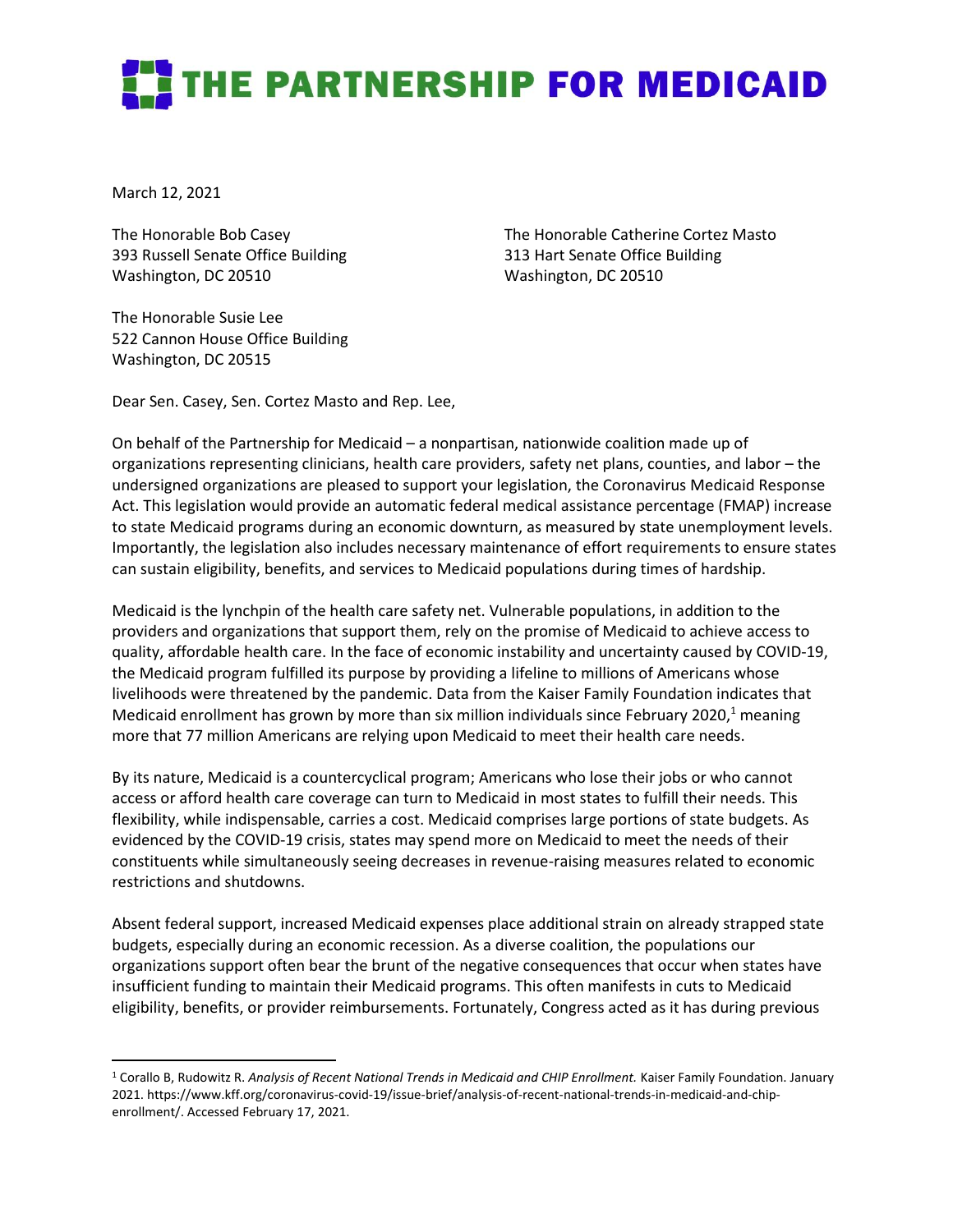# THE PARTNERSHIP FOR MEDICAID

March 12, 2021

The Honorable Bob Casey
393 Russell Senate Office Building
Washington, DC 20510

The Honorable Catherine Cortez Masto
313 Hart Senate Office Building
Washington, DC 20510

The Honorable Susie Lee
522 Cannon House Office Building
Washington, DC 20515

Dear Sen. Casey, Sen. Cortez Masto and Rep. Lee,

On behalf of the Partnership for Medicaid – a nonpartisan, nationwide coalition made up of organizations representing clinicians, health care providers, safety net plans, counties, and labor – the undersigned organizations are pleased to support your legislation, the Coronavirus Medicaid Response Act. This legislation would provide an automatic federal medical assistance percentage (FMAP) increase to state Medicaid programs during an economic downturn, as measured by state unemployment levels. Importantly, the legislation also includes necessary maintenance of effort requirements to ensure states can sustain eligibility, benefits, and services to Medicaid populations during times of hardship.

Medicaid is the lynchpin of the health care safety net. Vulnerable populations, in addition to the providers and organizations that support them, rely on the promise of Medicaid to achieve access to quality, affordable health care. In the face of economic instability and uncertainty caused by COVID-19, the Medicaid program fulfilled its purpose by providing a lifeline to millions of Americans whose livelihoods were threatened by the pandemic. Data from the Kaiser Family Foundation indicates that Medicaid enrollment has grown by more than six million individuals since February 2020,[1] meaning more that 77 million Americans are relying upon Medicaid to meet their health care needs.

By its nature, Medicaid is a countercyclical program; Americans who lose their jobs or who cannot access or afford health care coverage can turn to Medicaid in most states to fulfill their needs. This flexibility, while indispensable, carries a cost. Medicaid comprises large portions of state budgets. As evidenced by the COVID-19 crisis, states may spend more on Medicaid to meet the needs of their constituents while simultaneously seeing decreases in revenue-raising measures related to economic restrictions and shutdowns.

Absent federal support, increased Medicaid expenses place additional strain on already strapped state budgets, especially during an economic recession. As a diverse coalition, the populations our organizations support often bear the brunt of the negative consequences that occur when states have insufficient funding to maintain their Medicaid programs. This often manifests in cuts to Medicaid eligibility, benefits, or provider reimbursements. Fortunately, Congress acted as it has during previous

---

[1] Corallo B, Rudowitz R. *Analysis of Recent National Trends in Medicaid and CHIP Enrollment.* Kaiser Family Foundation. January 2021. https://www.kff.org/coronavirus-covid-19/issue-brief/analysis-of-recent-national-trends-in-medicaid-and-chip-enrollment/. Accessed February 17, 2021.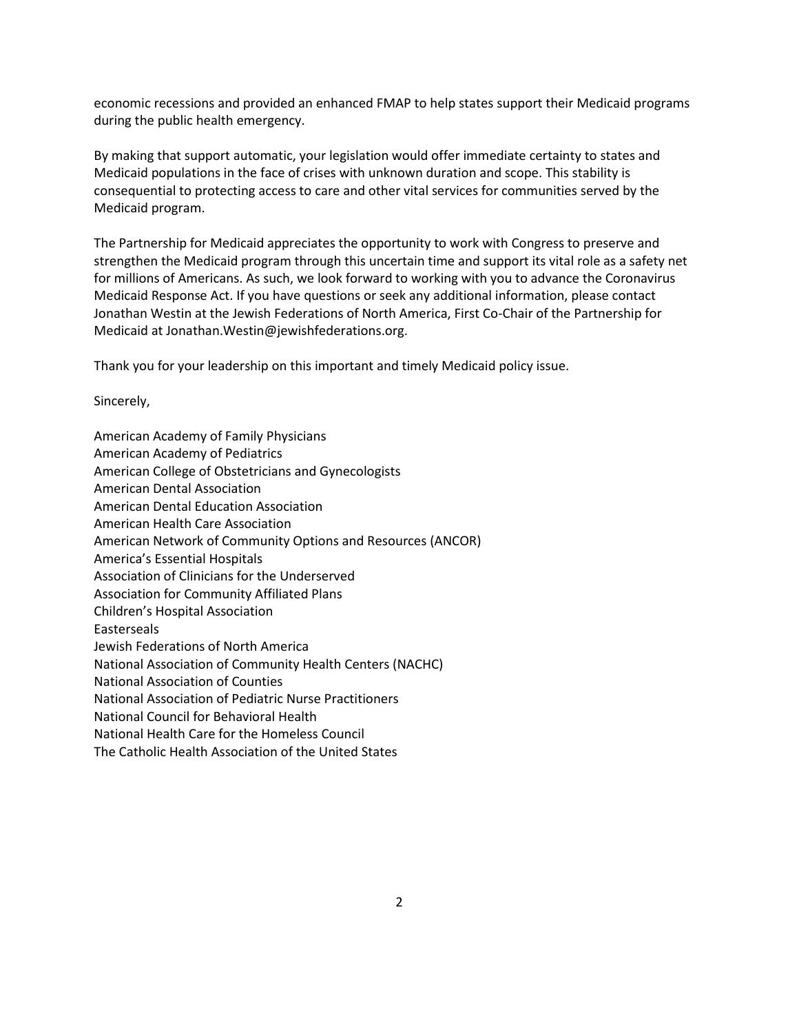economic recessions and provided an enhanced FMAP to help states support their Medicaid programs during the public health emergency.

By making that support automatic, your legislation would offer immediate certainty to states and Medicaid populations in the face of crises with unknown duration and scope. This stability is consequential to protecting access to care and other vital services for communities served by the Medicaid program.

The Partnership for Medicaid appreciates the opportunity to work with Congress to preserve and strengthen the Medicaid program through this uncertain time and support its vital role as a safety net for millions of Americans. As such, we look forward to working with you to advance the Coronavirus Medicaid Response Act. If you have questions or seek any additional information, please contact Jonathan Westin at the Jewish Federations of North America, First Co-Chair of the Partnership for Medicaid at Jonathan.Westin@jewishfederations.org.

Thank you for your leadership on this important and timely Medicaid policy issue.

Sincerely,

American Academy of Family Physicians
American Academy of Pediatrics
American College of Obstetricians and Gynecologists
American Dental Association
American Dental Education Association
American Health Care Association
American Network of Community Options and Resources (ANCOR)
America's Essential Hospitals
Association of Clinicians for the Underserved
Association for Community Affiliated Plans
Children's Hospital Association
Easterseals
Jewish Federations of North America
National Association of Community Health Centers (NACHC)
National Association of Counties
National Association of Pediatric Nurse Practitioners
National Council for Behavioral Health
National Health Care for the Homeless Council
The Catholic Health Association of the United States